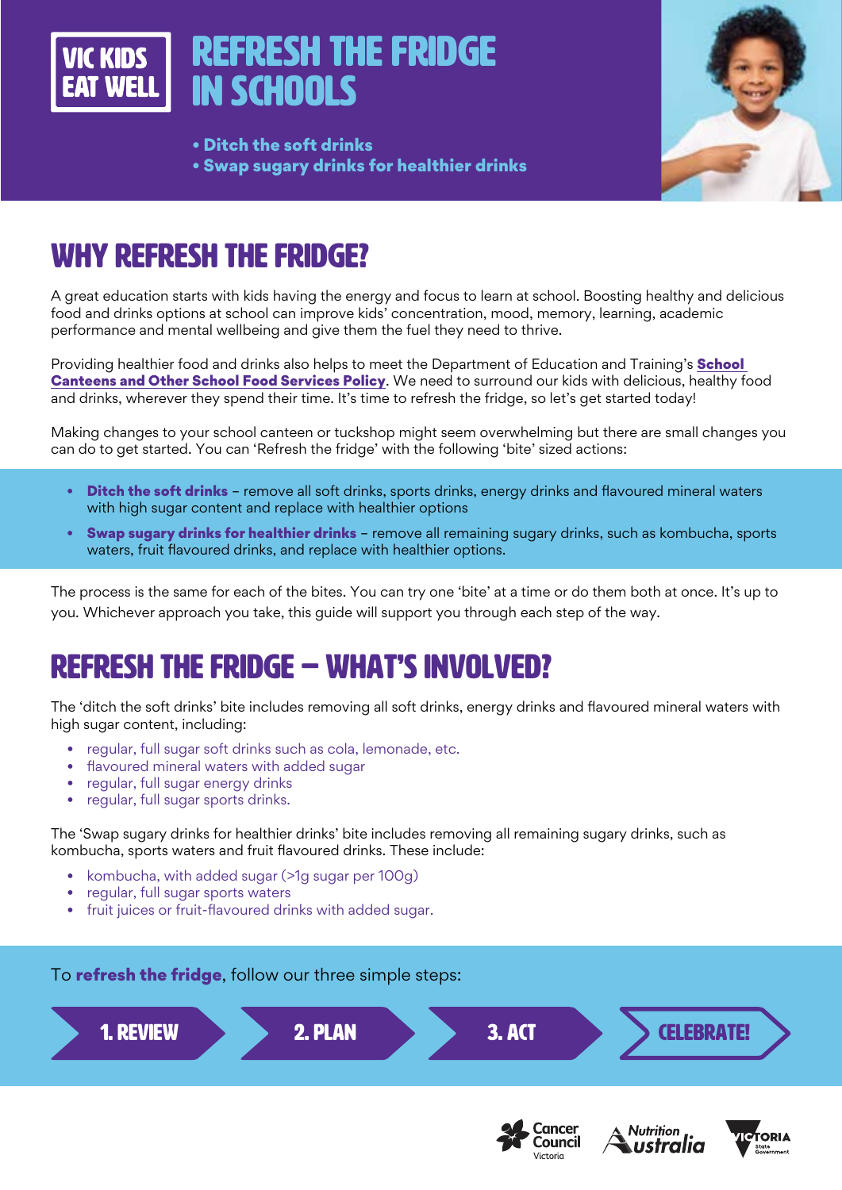VIC KIDS EAT WELL

# REFRESH THE FRIDGE IN SCHOOLS

- **Ditch the soft drinks**
- **Swap sugary drinks for healthier drinks**

## WHY REFRESH THE FRIDGE?

A great education starts with kids having the energy and focus to learn at school. Boosting healthy and delicious food and drinks options at school can improve kids' concentration, mood, memory, learning, academic performance and mental wellbeing and give them the fuel they need to thrive.

Providing healthier food and drinks also helps to meet the Department of Education and Training's **School Canteens and Other School Food Services Policy**. We need to surround our kids with delicious, healthy food and drinks, wherever they spend their time. It's time to refresh the fridge, so let's get started today!

Making changes to your school canteen or tuckshop might seem overwhelming but there are small changes you can do to get started. You can 'Refresh the fridge' with the following 'bite' sized actions:

- **Ditch the soft drinks** – remove all soft drinks, sports drinks, energy drinks and flavoured mineral waters with high sugar content and replace with healthier options
- **Swap sugary drinks for healthier drinks** – remove all remaining sugary drinks, such as kombucha, sports waters, fruit flavoured drinks, and replace with healthier options.

The process is the same for each of the bites. You can try one 'bite' at a time or do them both at once. It's up to you. Whichever approach you take, this guide will support you through each step of the way.

## REFRESH THE FRIDGE – WHAT'S INVOLVED?

The 'ditch the soft drinks' bite includes removing all soft drinks, energy drinks and flavoured mineral waters with high sugar content, including:

- regular, full sugar soft drinks such as cola, lemonade, etc.
- flavoured mineral waters with added sugar
- regular, full sugar energy drinks
- regular, full sugar sports drinks.

The 'Swap sugary drinks for healthier drinks' bite includes removing all remaining sugary drinks, such as kombucha, sports waters and fruit flavoured drinks. These include:

- kombucha, with added sugar (>1g sugar per 100g)
- regular, full sugar sports waters
- fruit juices or fruit-flavoured drinks with added sugar.

To **refresh the fridge**, follow our three simple steps:

**1. REVIEW** → **2. PLAN** → **3. ACT** → **CELEBRATE!**

Cancer Council Victoria | Nutrition Australia | Victoria State Government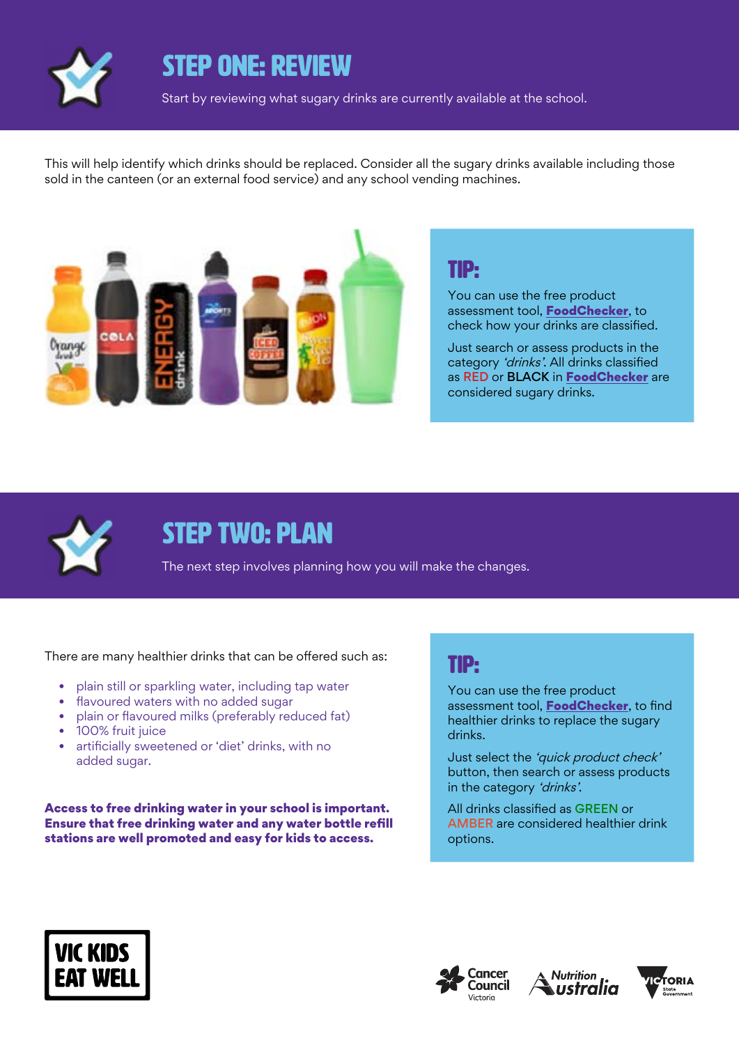## STEP ONE: REVIEW

Start by reviewing what sugary drinks are currently available at the school.

This will help identify which drinks should be replaced. Consider all the sugary drinks available including those sold in the canteen (or an external food service) and any school vending machines.

### TIP:

You can use the free product assessment tool, **FoodChecker**, to check how your drinks are classified.

Just search or assess products in the category *'drinks'*. All drinks classified as RED or BLACK in **FoodChecker** are considered sugary drinks.

## STEP TWO: PLAN

The next step involves planning how you will make the changes.

There are many healthier drinks that can be offered such as:

- plain still or sparkling water, including tap water
- flavoured waters with no added sugar
- plain or flavoured milks (preferably reduced fat)
- 100% fruit juice
- artificially sweetened or 'diet' drinks, with no added sugar.

**Access to free drinking water in your school is important. Ensure that free drinking water and any water bottle refill stations are well promoted and easy for kids to access.**

### TIP:

You can use the free product assessment tool, **FoodChecker**, to find healthier drinks to replace the sugary drinks.

Just select the *'quick product check'* button, then search or assess products in the category *'drinks'*.

All drinks classified as GREEN or AMBER are considered healthier drink options.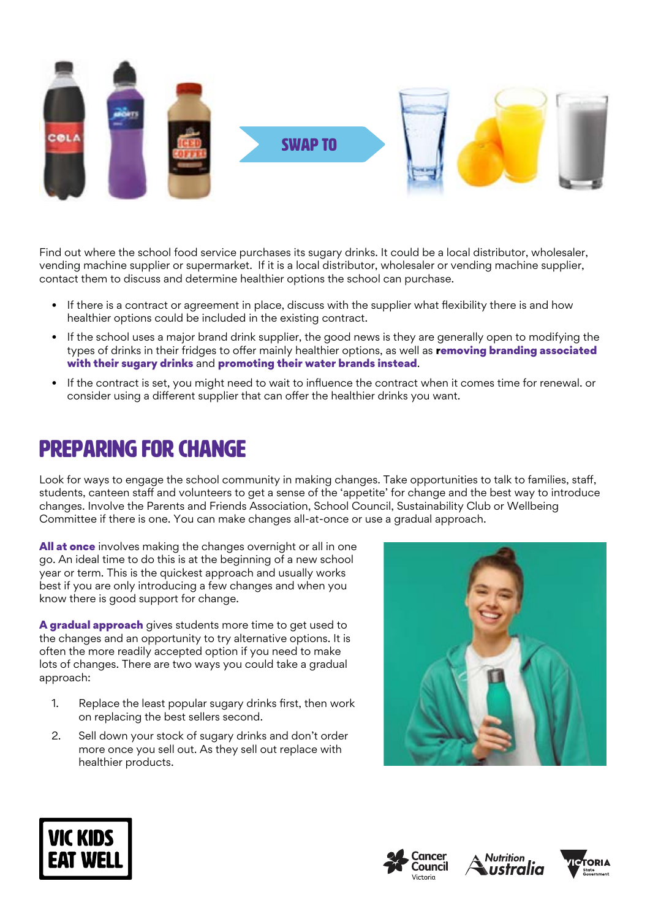SWAP TO

Find out where the school food service purchases its sugary drinks. It could be a local distributor, wholesaler, vending machine supplier or supermarket. If it is a local distributor, wholesaler or vending machine supplier, contact them to discuss and determine healthier options the school can purchase.

- If there is a contract or agreement in place, discuss with the supplier what flexibility there is and how healthier options could be included in the existing contract.
- If the school uses a major brand drink supplier, the good news is they are generally open to modifying the types of drinks in their fridges to offer mainly healthier options, as well as **removing branding associated with their sugary drinks** and **promoting their water brands instead**.
- If the contract is set, you might need to wait to influence the contract when it comes time for renewal. or consider using a different supplier that can offer the healthier drinks you want.

## PREPARING FOR CHANGE

Look for ways to engage the school community in making changes. Take opportunities to talk to families, staff, students, canteen staff and volunteers to get a sense of the 'appetite' for change and the best way to introduce changes. Involve the Parents and Friends Association, School Council, Sustainability Club or Wellbeing Committee if there is one. You can make changes all-at-once or use a gradual approach.

**All at once** involves making the changes overnight or all in one go. An ideal time to do this is at the beginning of a new school year or term. This is the quickest approach and usually works best if you are only introducing a few changes and when you know there is good support for change.

**A gradual approach** gives students more time to get used to the changes and an opportunity to try alternative options. It is often the more readily accepted option if you need to make lots of changes. There are two ways you could take a gradual approach:

1. Replace the least popular sugary drinks first, then work on replacing the best sellers second.
2. Sell down your stock of sugary drinks and don't order more once you sell out. As they sell out replace with healthier products.

VIC KIDS EAT WELL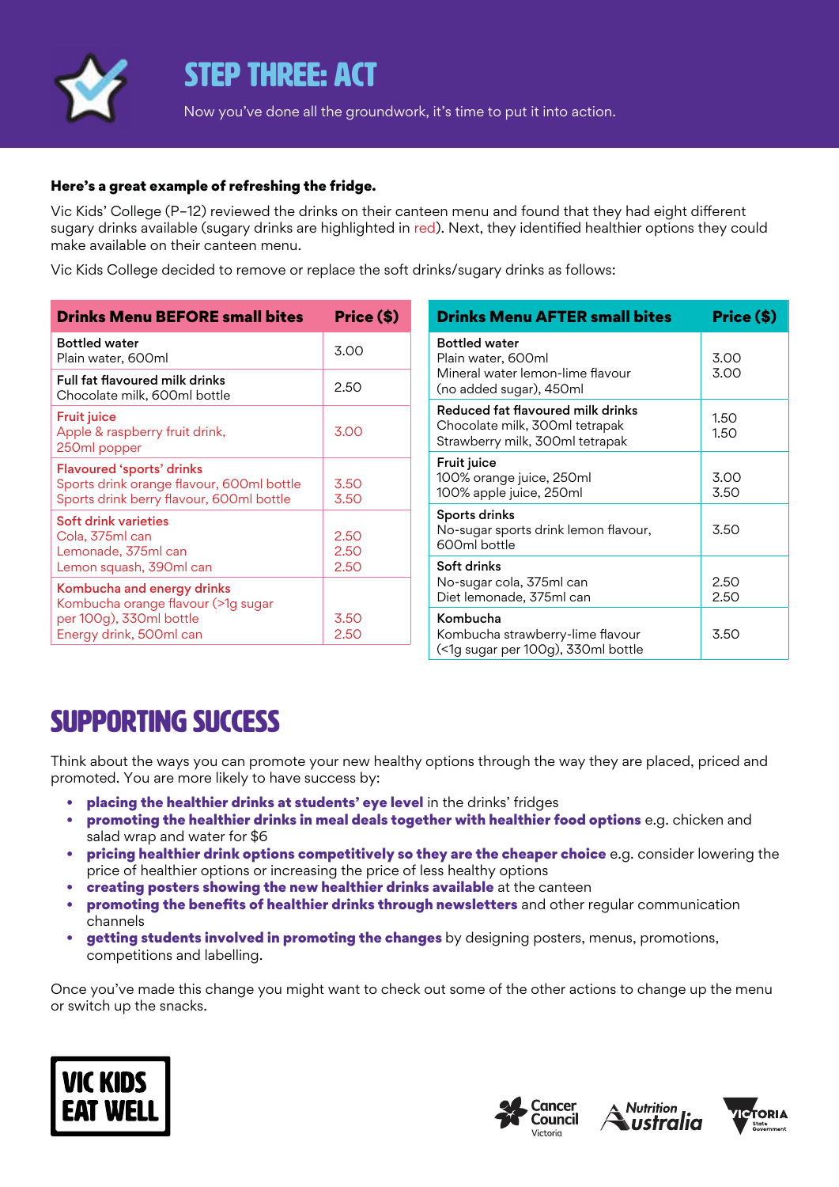# STEP THREE: ACT

Now you've done all the groundwork, it's time to put it into action.

**Here's a great example of refreshing the fridge.**

Vic Kids' College (P–12) reviewed the drinks on their canteen menu and found that they had eight different sugary drinks available (sugary drinks are highlighted in red). Next, they identified healthier options they could make available on their canteen menu.

Vic Kids College decided to remove or replace the soft drinks/sugary drinks as follows:

| Drinks Menu BEFORE small bites | Price ($) |
|---|---|
| Bottled water<br>Plain water, 600ml | 3.00 |
| Full fat flavoured milk drinks<br>Chocolate milk, 600ml bottle | 2.50 |
| Fruit juice<br>Apple & raspberry fruit drink, 250ml popper | 3.00 |
| Flavoured 'sports' drinks<br>Sports drink orange flavour, 600ml bottle<br>Sports drink berry flavour, 600ml bottle | 3.50<br>3.50 |
| Soft drink varieties<br>Cola, 375ml can<br>Lemonade, 375ml can<br>Lemon squash, 390ml can | 2.50<br>2.50<br>2.50 |
| Kombucha and energy drinks<br>Kombucha orange flavour (>1g sugar per 100g), 330ml bottle<br>Energy drink, 500ml can | 3.50<br>2.50 |

| Drinks Menu AFTER small bites | Price ($) |
|---|---|
| Bottled water<br>Plain water, 600ml<br>Mineral water lemon-lime flavour (no added sugar), 450ml | 3.00<br>3.00 |
| Reduced fat flavoured milk drinks<br>Chocolate milk, 300ml tetrapak<br>Strawberry milk, 300ml tetrapak | 1.50<br>1.50 |
| Fruit juice<br>100% orange juice, 250ml<br>100% apple juice, 250ml | 3.00<br>3.50 |
| Sports drinks<br>No-sugar sports drink lemon flavour, 600ml bottle | 3.50 |
| Soft drinks<br>No-sugar cola, 375ml can<br>Diet lemonade, 375ml can | 2.50<br>2.50 |
| Kombucha<br>Kombucha strawberry-lime flavour (<1g sugar per 100g), 330ml bottle | 3.50 |

## SUPPORTING SUCCESS

Think about the ways you can promote your new healthy options through the way they are placed, priced and promoted. You are more likely to have success by:

- **placing the healthier drinks at students' eye level** in the drinks' fridges
- **promoting the healthier drinks in meal deals together with healthier food options** e.g. chicken and salad wrap and water for $6
- **pricing healthier drink options competitively so they are the cheaper choice** e.g. consider lowering the price of healthier options or increasing the price of less healthy options
- **creating posters showing the new healthier drinks available** at the canteen
- **promoting the benefits of healthier drinks through newsletters** and other regular communication channels
- **getting students involved in promoting the changes** by designing posters, menus, promotions, competitions and labelling.

Once you've made this change you might want to check out some of the other actions to change up the menu or switch up the snacks.

VIC KIDS EAT WELL

Cancer Council Victoria | Nutrition Australia | Victoria State Government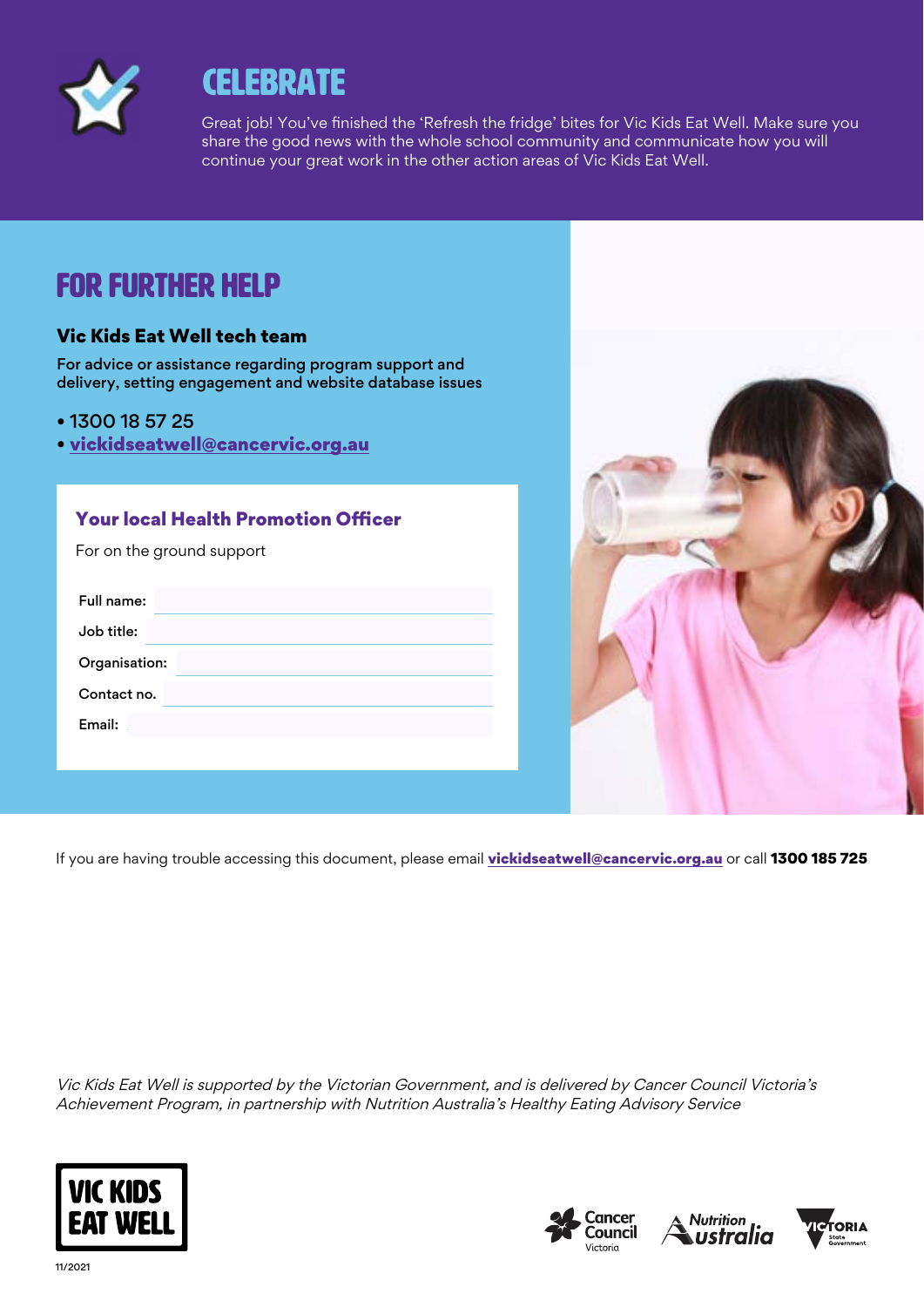# CELEBRATE

Great job! You've finished the 'Refresh the fridge' bites for Vic Kids Eat Well. Make sure you share the good news with the whole school community and communicate how you will continue your great work in the other action areas of Vic Kids Eat Well.

## FOR FURTHER HELP

### Vic Kids Eat Well tech team

For advice or assistance regarding program support and delivery, setting engagement and website database issues

- 1300 18 57 25
- **vickidseatwell@cancervic.org.au**

### Your local Health Promotion Officer

For on the ground support

Full name:

Job title:

Organisation:

Contact no.

Email:

If you are having trouble accessing this document, please email **vickidseatwell@cancervic.org.au** or call **1300 185 725**

*Vic Kids Eat Well is supported by the Victorian Government, and is delivered by Cancer Council Victoria's Achievement Program, in partnership with Nutrition Australia's Healthy Eating Advisory Service*

VIC KIDS EAT WELL

Cancer Council Victoria

Nutrition Australia

Victoria State Government

11/2021